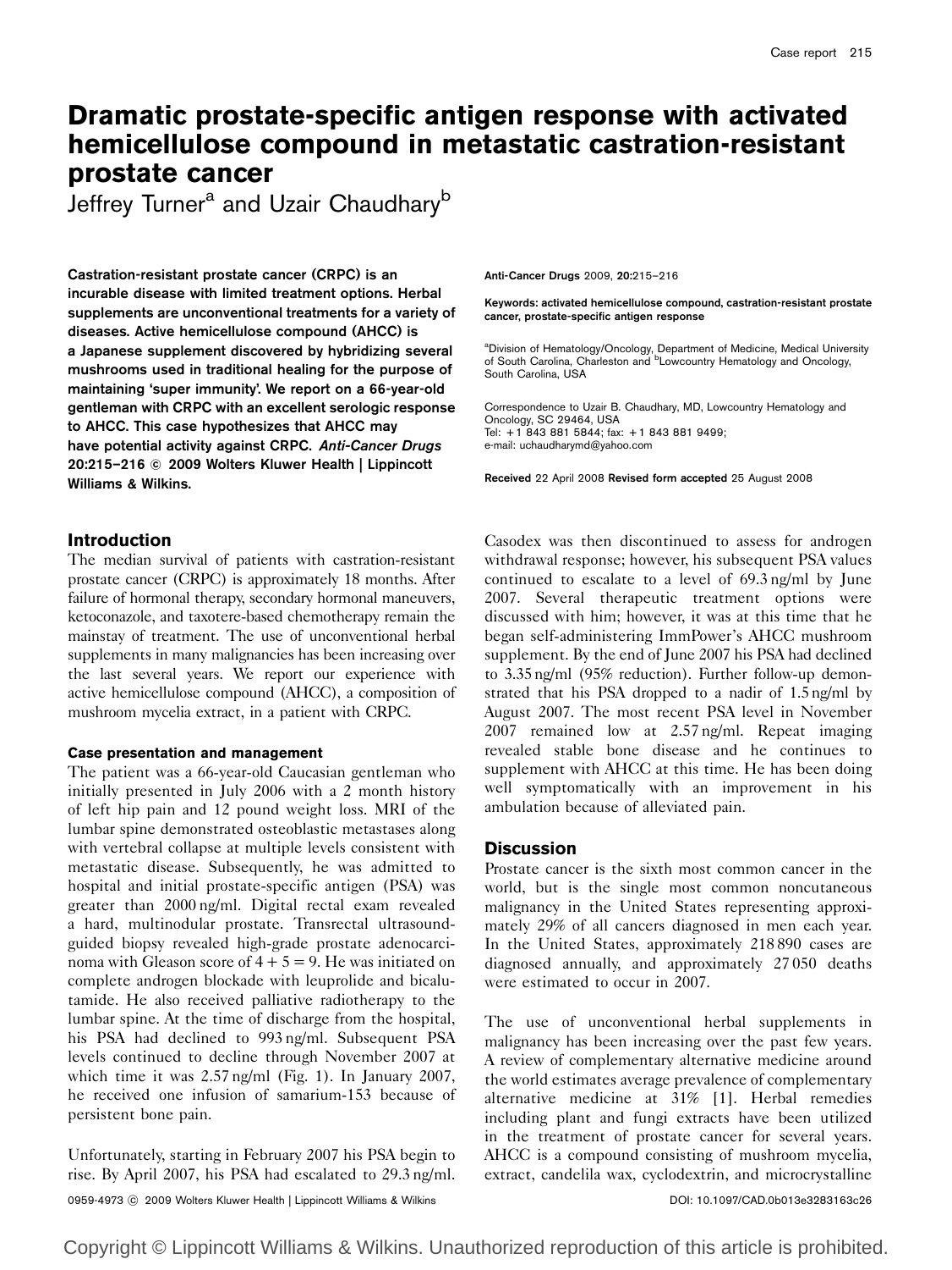# Dramatic prostate-specific antigen response with activated hemicellulose compound in metastatic castration-resistant prostate cancer

Jeffrey Turner[a] and Uzair Chaudhary[b]

**Castration-resistant prostate cancer (CRPC) is an incurable disease with limited treatment options. Herbal supplements are unconventional treatments for a variety of diseases. Active hemicellulose compound (AHCC) is a Japanese supplement discovered by hybridizing several mushrooms used in traditional healing for the purpose of maintaining 'super immunity'. We report on a 66-year-old gentleman with CRPC with an excellent serologic response to AHCC. This case hypothesizes that AHCC may have potential activity against CRPC.** ***Anti-Cancer Drugs*** **20:215–216 © 2009 Wolters Kluwer Health | Lippincott Williams & Wilkins.**

Anti-Cancer Drugs 2009, **20**:215–216

**Keywords:** activated hemicellulose compound, castration-resistant prostate cancer, prostate-specific antigen response

[a]Division of Hematology/Oncology, Department of Medicine, Medical University of South Carolina, Charleston and [b]Lowcountry Hematology and Oncology, South Carolina, USA

Correspondence to Uzair B. Chaudhary, MD, Lowcountry Hematology and Oncology, SC 29464, USA
Tel: +1 843 881 5844; fax: +1 843 881 9499;
e-mail: uchaudharymd@yahoo.com

**Received** 22 April 2008 **Revised form accepted** 25 August 2008

## Introduction

The median survival of patients with castration-resistant prostate cancer (CRPC) is approximately 18 months. After failure of hormonal therapy, secondary hormonal maneuvers, ketoconazole, and taxotere-based chemotherapy remain the mainstay of treatment. The use of unconventional herbal supplements in many malignancies has been increasing over the last several years. We report our experience with active hemicellulose compound (AHCC), a composition of mushroom mycelia extract, in a patient with CRPC.

### Case presentation and management

The patient was a 66-year-old Caucasian gentleman who initially presented in July 2006 with a 2 month history of left hip pain and 12 pound weight loss. MRI of the lumbar spine demonstrated osteoblastic metastases along with vertebral collapse at multiple levels consistent with metastatic disease. Subsequently, he was admitted to hospital and initial prostate-specific antigen (PSA) was greater than 2000 ng/ml. Digital rectal exam revealed a hard, multinodular prostate. Transrectal ultrasound-guided biopsy revealed high-grade prostate adenocarcinoma with Gleason score of 4 + 5 = 9. He was initiated on complete androgen blockade with leuprolide and bicalutamide. He also received palliative radiotherapy to the lumbar spine. At the time of discharge from the hospital, his PSA had declined to 993 ng/ml. Subsequent PSA levels continued to decline through November 2007 at which time it was 2.57 ng/ml (Fig. 1). In January 2007, he received one infusion of samarium-153 because of persistent bone pain.

Unfortunately, starting in February 2007 his PSA begin to rise. By April 2007, his PSA had escalated to 29.3 ng/ml. Casodex was then discontinued to assess for androgen withdrawal response; however, his subsequent PSA values continued to escalate to a level of 69.3 ng/ml by June 2007. Several therapeutic treatment options were discussed with him; however, it was at this time that he began self-administering ImmPower's AHCC mushroom supplement. By the end of June 2007 his PSA had declined to 3.35 ng/ml (95% reduction). Further follow-up demonstrated that his PSA dropped to a nadir of 1.5 ng/ml by August 2007. The most recent PSA level in November 2007 remained low at 2.57 ng/ml. Repeat imaging revealed stable bone disease and he continues to supplement with AHCC at this time. He has been doing well symptomatically with an improvement in his ambulation because of alleviated pain.

## Discussion

Prostate cancer is the sixth most common cancer in the world, but is the single most common noncutaneous malignancy in the United States representing approximately 29% of all cancers diagnosed in men each year. In the United States, approximately 218 890 cases are diagnosed annually, and approximately 27 050 deaths were estimated to occur in 2007.

The use of unconventional herbal supplements in malignancy has been increasing over the past few years. A review of complementary alternative medicine around the world estimates average prevalence of complementary alternative medicine at 31% [1]. Herbal remedies including plant and fungi extracts have been utilized in the treatment of prostate cancer for several years. AHCC is a compound consisting of mushroom mycelia, extract, candelila wax, cyclodextrin, and microcrystalline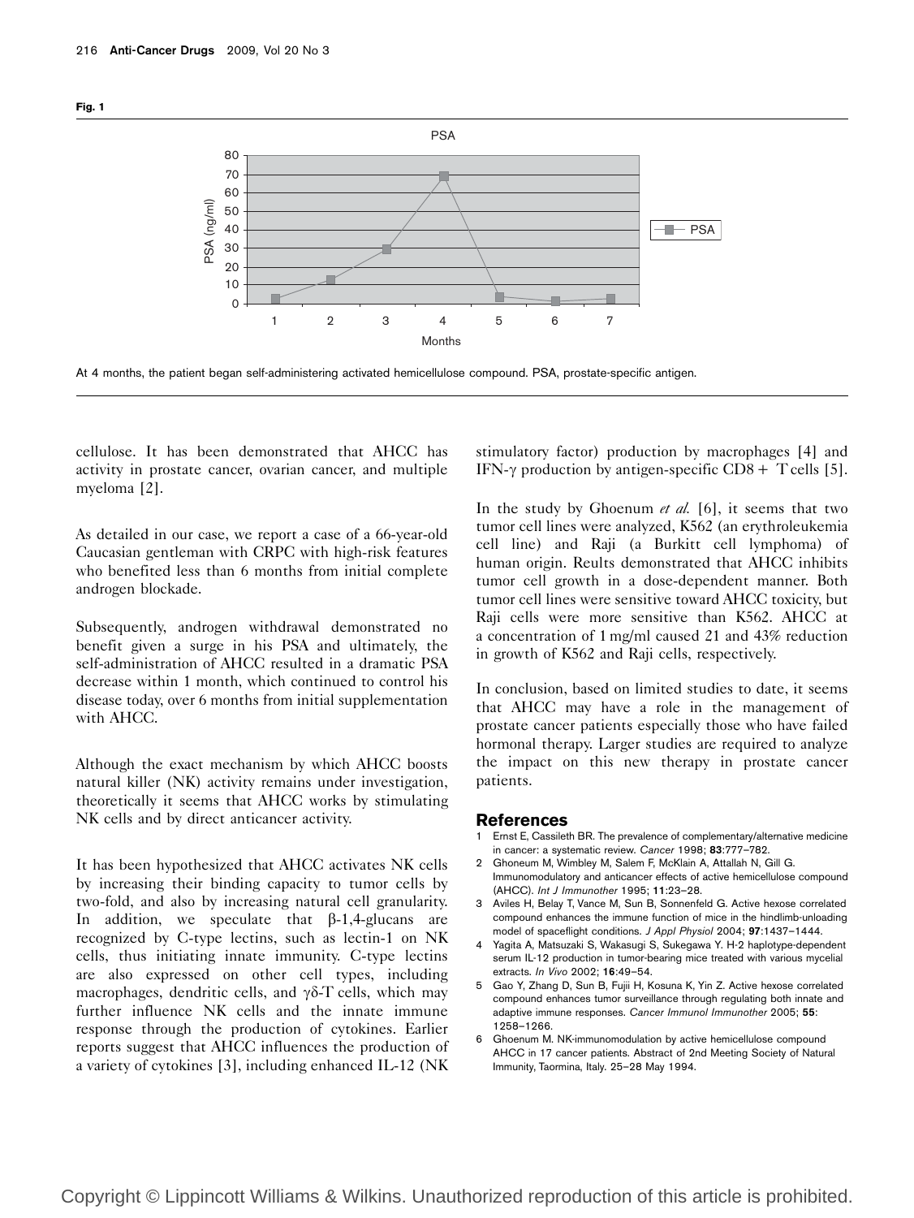**Fig. 1**

PSA

PSA (ng/ml)

80
70
60
50
40
30
20
10
0

1 2 3 4 5 6 7

Months

PSA

At 4 months, the patient began self-administering activated hemicellulose compound. PSA, prostate-specific antigen.

cellulose. It has been demonstrated that AHCC has activity in prostate cancer, ovarian cancer, and multiple myeloma [2].

As detailed in our case, we report a case of a 66-year-old Caucasian gentleman with CRPC with high-risk features who benefited less than 6 months from initial complete androgen blockade.

Subsequently, androgen withdrawal demonstrated no benefit given a surge in his PSA and ultimately, the self-administration of AHCC resulted in a dramatic PSA decrease within 1 month, which continued to control his disease today, over 6 months from initial supplementation with AHCC.

Although the exact mechanism by which AHCC boosts natural killer (NK) activity remains under investigation, theoretically it seems that AHCC works by stimulating NK cells and by direct anticancer activity.

It has been hypothesized that AHCC activates NK cells by increasing their binding capacity to tumor cells by two-fold, and also by increasing natural cell granularity. In addition, we speculate that β-1,4-glucans are recognized by C-type lectins, such as lectin-1 on NK cells, thus initiating innate immunity. C-type lectins are also expressed on other cell types, including macrophages, dendritic cells, and γδ-T cells, which may further influence NK cells and the innate immune response through the production of cytokines. Earlier reports suggest that AHCC influences the production of a variety of cytokines [3], including enhanced IL-12 (NK stimulatory factor) production by macrophages [4] and IFN-γ production by antigen-specific CD8 + T cells [5].

In the study by Ghoenum *et al.* [6], it seems that two tumor cell lines were analyzed, K562 (an erythroleukemia cell line) and Raji (a Burkitt cell lymphoma) of human origin. Reults demonstrated that AHCC inhibits tumor cell growth in a dose-dependent manner. Both tumor cell lines were sensitive toward AHCC toxicity, but Raji cells were more sensitive than K562. AHCC at a concentration of 1 mg/ml caused 21 and 43% reduction in growth of K562 and Raji cells, respectively.

In conclusion, based on limited studies to date, it seems that AHCC may have a role in the management of prostate cancer patients especially those who have failed hormonal therapy. Larger studies are required to analyze the impact on this new therapy in prostate cancer patients.

## References

1. Ernst E, Cassileth BR. The prevalence of complementary/alternative medicine in cancer: a systematic review. *Cancer* 1998; **83**:777–782.
2. Ghoneum M, Wimbley M, Salem F, McKlain A, Attallah N, Gill G. Immunomodulatory and anticancer effects of active hemicellulose compound (AHCC). *Int J Immunother* 1995; **11**:23–28.
3. Aviles H, Belay T, Vance M, Sun B, Sonnenfeld G. Active hexose correlated compound enhances the immune function of mice in the hindlimb-unloading model of spaceflight conditions. *J Appl Physiol* 2004; **97**:1437–1444.
4. Yagita A, Matsuzaki S, Wakasugi S, Sukegawa Y. H-2 haplotype-dependent serum IL-12 production in tumor-bearing mice treated with various mycelial extracts. *In Vivo* 2002; **16**:49–54.
5. Gao Y, Zhang D, Sun B, Fujii H, Kosuna K, Yin Z. Active hexose correlated compound enhances tumor surveillance through regulating both innate and adaptive immune responses. *Cancer Immunol Immunother* 2005; **55**: 1258–1266.
6. Ghoenum M. NK-immunomodulation by active hemicellulose compound AHCC in 17 cancer patients. Abstract of 2nd Meeting Society of Natural Immunity, Taormina, Italy. 25–28 May 1994.